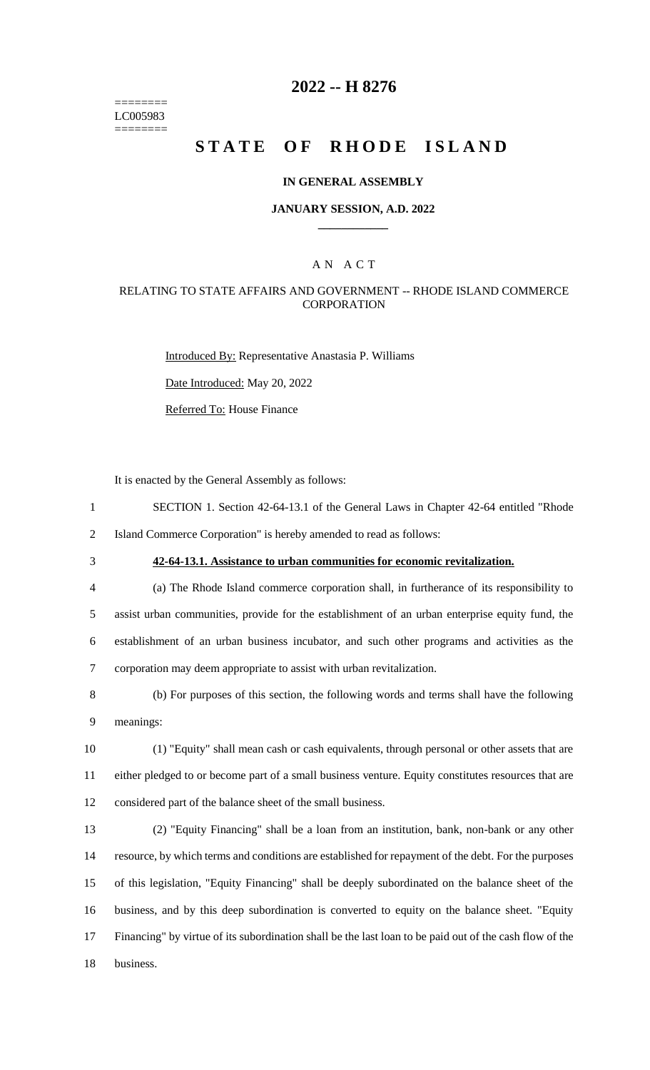========
LC005983
========

# 2022 -- H 8276

# STATE OF RHODE ISLAND

## IN GENERAL ASSEMBLY

### JANUARY SESSION, A.D. 2022

### A N A C T

RELATING TO STATE AFFAIRS AND GOVERNMENT -- RHODE ISLAND COMMERCE CORPORATION

Introduced By: Representative Anastasia P. Williams

Date Introduced: May 20, 2022

Referred To: House Finance

It is enacted by the General Assembly as follows:

SECTION 1. Section 42-64-13.1 of the General Laws in Chapter 42-64 entitled "Rhode Island Commerce Corporation" is hereby amended to read as follows:

**42-64-13.1. Assistance to urban communities for economic revitalization.**

(a) The Rhode Island commerce corporation shall, in furtherance of its responsibility to assist urban communities, provide for the establishment of an urban enterprise equity fund, the establishment of an urban business incubator, and such other programs and activities as the corporation may deem appropriate to assist with urban revitalization.

(b) For purposes of this section, the following words and terms shall have the following meanings:

(1) "Equity" shall mean cash or cash equivalents, through personal or other assets that are either pledged to or become part of a small business venture. Equity constitutes resources that are considered part of the balance sheet of the small business.

(2) "Equity Financing" shall be a loan from an institution, bank, non-bank or any other resource, by which terms and conditions are established for repayment of the debt. For the purposes of this legislation, "Equity Financing" shall be deeply subordinated on the balance sheet of the business, and by this deep subordination is converted to equity on the balance sheet. "Equity Financing" by virtue of its subordination shall be the last loan to be paid out of the cash flow of the business.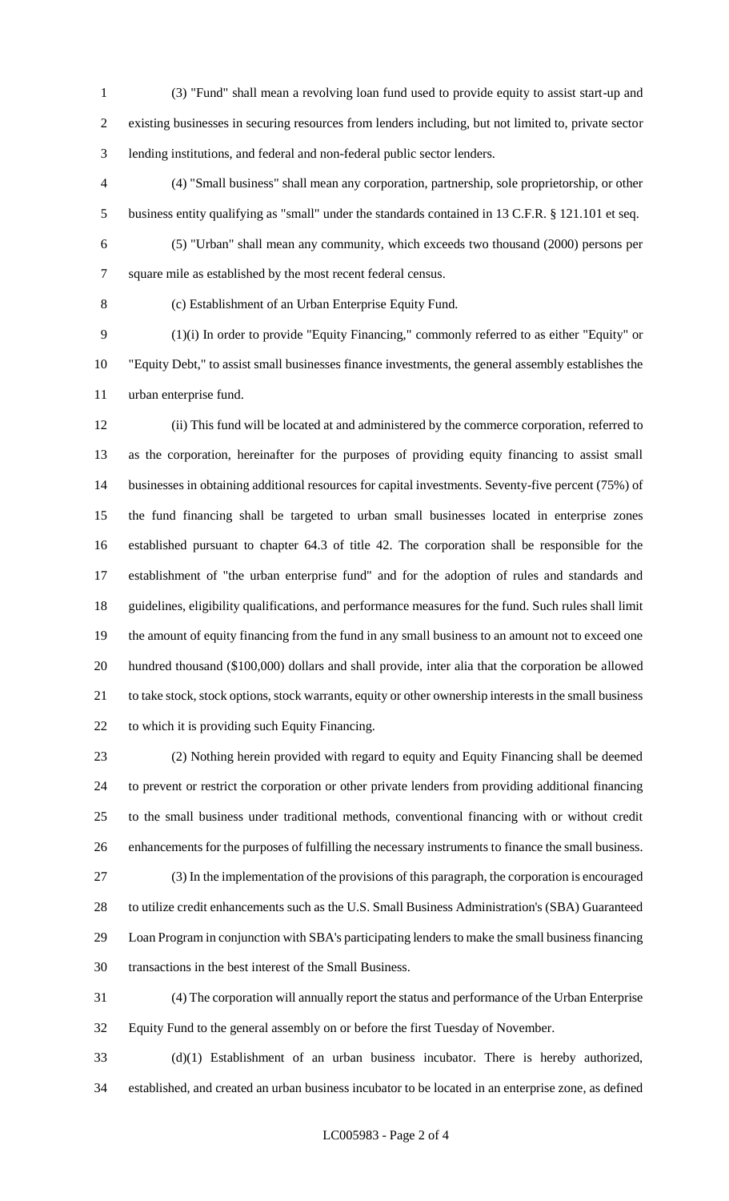(3) "Fund" shall mean a revolving loan fund used to provide equity to assist start-up and existing businesses in securing resources from lenders including, but not limited to, private sector lending institutions, and federal and non-federal public sector lenders.

(4) "Small business" shall mean any corporation, partnership, sole proprietorship, or other business entity qualifying as "small" under the standards contained in 13 C.F.R. § 121.101 et seq.

(5) "Urban" shall mean any community, which exceeds two thousand (2000) persons per square mile as established by the most recent federal census.

(c) Establishment of an Urban Enterprise Equity Fund.

(1)(i) In order to provide "Equity Financing," commonly referred to as either "Equity" or "Equity Debt," to assist small businesses finance investments, the general assembly establishes the urban enterprise fund.

(ii) This fund will be located at and administered by the commerce corporation, referred to as the corporation, hereinafter for the purposes of providing equity financing to assist small businesses in obtaining additional resources for capital investments. Seventy-five percent (75%) of the fund financing shall be targeted to urban small businesses located in enterprise zones established pursuant to chapter 64.3 of title 42. The corporation shall be responsible for the establishment of "the urban enterprise fund" and for the adoption of rules and standards and guidelines, eligibility qualifications, and performance measures for the fund. Such rules shall limit the amount of equity financing from the fund in any small business to an amount not to exceed one hundred thousand ($100,000) dollars and shall provide, inter alia that the corporation be allowed to take stock, stock options, stock warrants, equity or other ownership interests in the small business to which it is providing such Equity Financing.

(2) Nothing herein provided with regard to equity and Equity Financing shall be deemed to prevent or restrict the corporation or other private lenders from providing additional financing to the small business under traditional methods, conventional financing with or without credit enhancements for the purposes of fulfilling the necessary instruments to finance the small business.

(3) In the implementation of the provisions of this paragraph, the corporation is encouraged to utilize credit enhancements such as the U.S. Small Business Administration's (SBA) Guaranteed Loan Program in conjunction with SBA's participating lenders to make the small business financing transactions in the best interest of the Small Business.

(4) The corporation will annually report the status and performance of the Urban Enterprise Equity Fund to the general assembly on or before the first Tuesday of November.

(d)(1) Establishment of an urban business incubator. There is hereby authorized, established, and created an urban business incubator to be located in an enterprise zone, as defined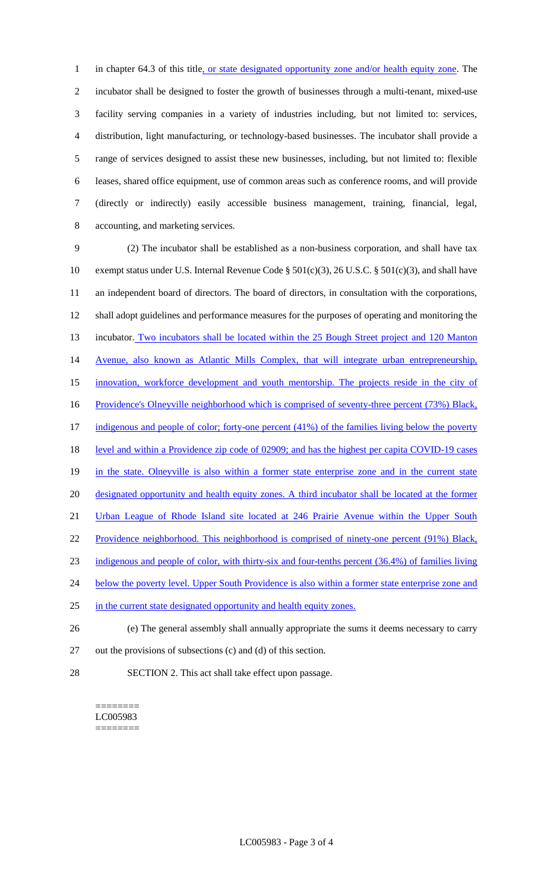in chapter 64.3 of this title, or state designated opportunity zone and/or health equity zone. The incubator shall be designed to foster the growth of businesses through a multi-tenant, mixed-use facility serving companies in a variety of industries including, but not limited to: services, distribution, light manufacturing, or technology-based businesses. The incubator shall provide a range of services designed to assist these new businesses, including, but not limited to: flexible leases, shared office equipment, use of common areas such as conference rooms, and will provide (directly or indirectly) easily accessible business management, training, financial, legal, accounting, and marketing services.

(2) The incubator shall be established as a non-business corporation, and shall have tax exempt status under U.S. Internal Revenue Code § 501(c)(3), 26 U.S.C. § 501(c)(3), and shall have an independent board of directors. The board of directors, in consultation with the corporations, shall adopt guidelines and performance measures for the purposes of operating and monitoring the incubator. Two incubators shall be located within the 25 Bough Street project and 120 Manton Avenue, also known as Atlantic Mills Complex, that will integrate urban entrepreneurship, innovation, workforce development and youth mentorship. The projects reside in the city of Providence's Olneyville neighborhood which is comprised of seventy-three percent (73%) Black, indigenous and people of color; forty-one percent (41%) of the families living below the poverty level and within a Providence zip code of 02909; and has the highest per capita COVID-19 cases in the state. Olneyville is also within a former state enterprise zone and in the current state designated opportunity and health equity zones. A third incubator shall be located at the former Urban League of Rhode Island site located at 246 Prairie Avenue within the Upper South Providence neighborhood. This neighborhood is comprised of ninety-one percent (91%) Black, indigenous and people of color, with thirty-six and four-tenths percent (36.4%) of families living below the poverty level. Upper South Providence is also within a former state enterprise zone and in the current state designated opportunity and health equity zones.

(e) The general assembly shall annually appropriate the sums it deems necessary to carry out the provisions of subsections (c) and (d) of this section.

SECTION 2. This act shall take effect upon passage.

========
LC005983
========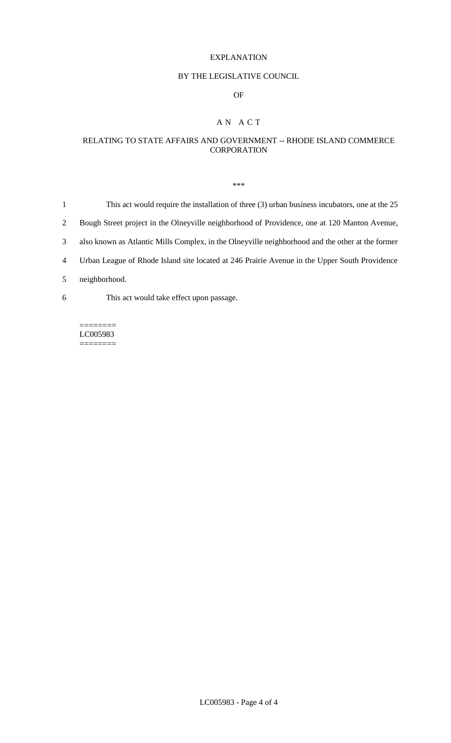EXPLANATION

BY THE LEGISLATIVE COUNCIL

OF

# A N A C T

## RELATING TO STATE AFFAIRS AND GOVERNMENT -- RHODE ISLAND COMMERCE CORPORATION

\*\*\*

1 This act would require the installation of three (3) urban business incubators, one at the 25
2 Bough Street project in the Olneyville neighborhood of Providence, one at 120 Manton Avenue,
3 also known as Atlantic Mills Complex, in the Olneyville neighborhood and the other at the former
4 Urban League of Rhode Island site located at 246 Prairie Avenue in the Upper South Providence
5 neighborhood.
6 This act would take effect upon passage.

========
LC005983
========